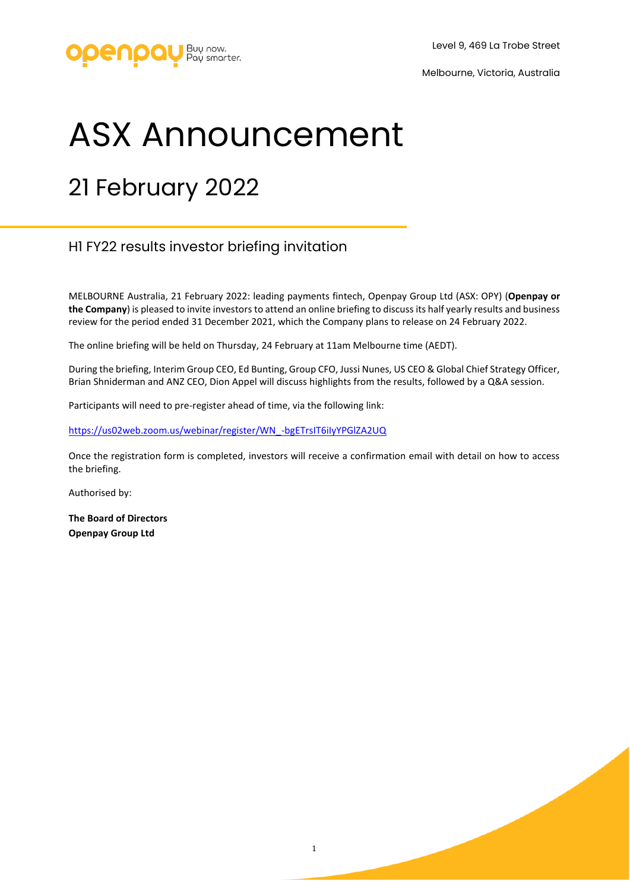Level 9, 469 La Trobe Street

Melbourne, Victoria, Australia

# ASX Announcement

## 21 February 2022

### H1 FY22 results investor briefing invitation

MELBOURNE Australia, 21 February 2022: leading payments fintech, Openpay Group Ltd (ASX: OPY) (**Openpay or the Company**) is pleased to invite investors to attend an online briefing to discuss its half yearly results and business review for the period ended 31 December 2021, which the Company plans to release on 24 February 2022.

The online briefing will be held on Thursday, 24 February at 11am Melbourne time (AEDT).

During the briefing, Interim Group CEO, Ed Bunting, Group CFO, Jussi Nunes, US CEO & Global Chief Strategy Officer, Brian Shniderman and ANZ CEO, Dion Appel will discuss highlights from the results, followed by a Q&A session.

Participants will need to pre-register ahead of time, via the following link:

https://us02web.zoom.us/webinar/register/WN_-bgETrsIT6iIyYPGlZA2UQ

Once the registration form is completed, investors will receive a confirmation email with detail on how to access the briefing.

Authorised by:

**The Board of Directors**
**Openpay Group Ltd**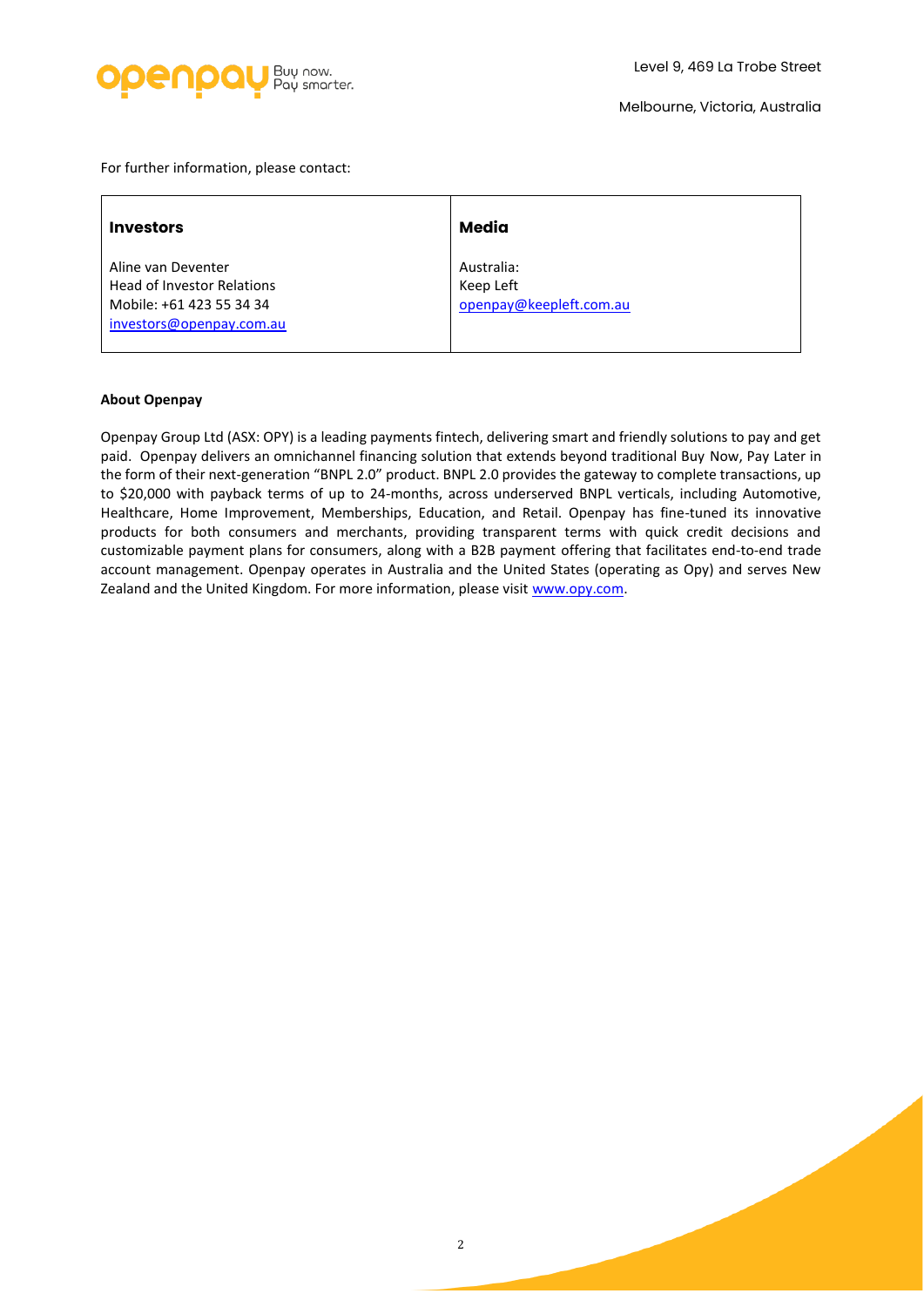For further information, please contact:

| Investors | Media |
|---|---|
| Aline van Deventer<br>Head of Investor Relations<br>Mobile: +61 423 55 34 34<br>investors@openpay.com.au | Australia:<br>Keep Left<br>openpay@keepleft.com.au |

**About Openpay**

Openpay Group Ltd (ASX: OPY) is a leading payments fintech, delivering smart and friendly solutions to pay and get paid. Openpay delivers an omnichannel financing solution that extends beyond traditional Buy Now, Pay Later in the form of their next-generation "BNPL 2.0" product. BNPL 2.0 provides the gateway to complete transactions, up to $20,000 with payback terms of up to 24-months, across underserved BNPL verticals, including Automotive, Healthcare, Home Improvement, Memberships, Education, and Retail. Openpay has fine-tuned its innovative products for both consumers and merchants, providing transparent terms with quick credit decisions and customizable payment plans for consumers, along with a B2B payment offering that facilitates end-to-end trade account management. Openpay operates in Australia and the United States (operating as Opy) and serves New Zealand and the United Kingdom. For more information, please visit www.opy.com.